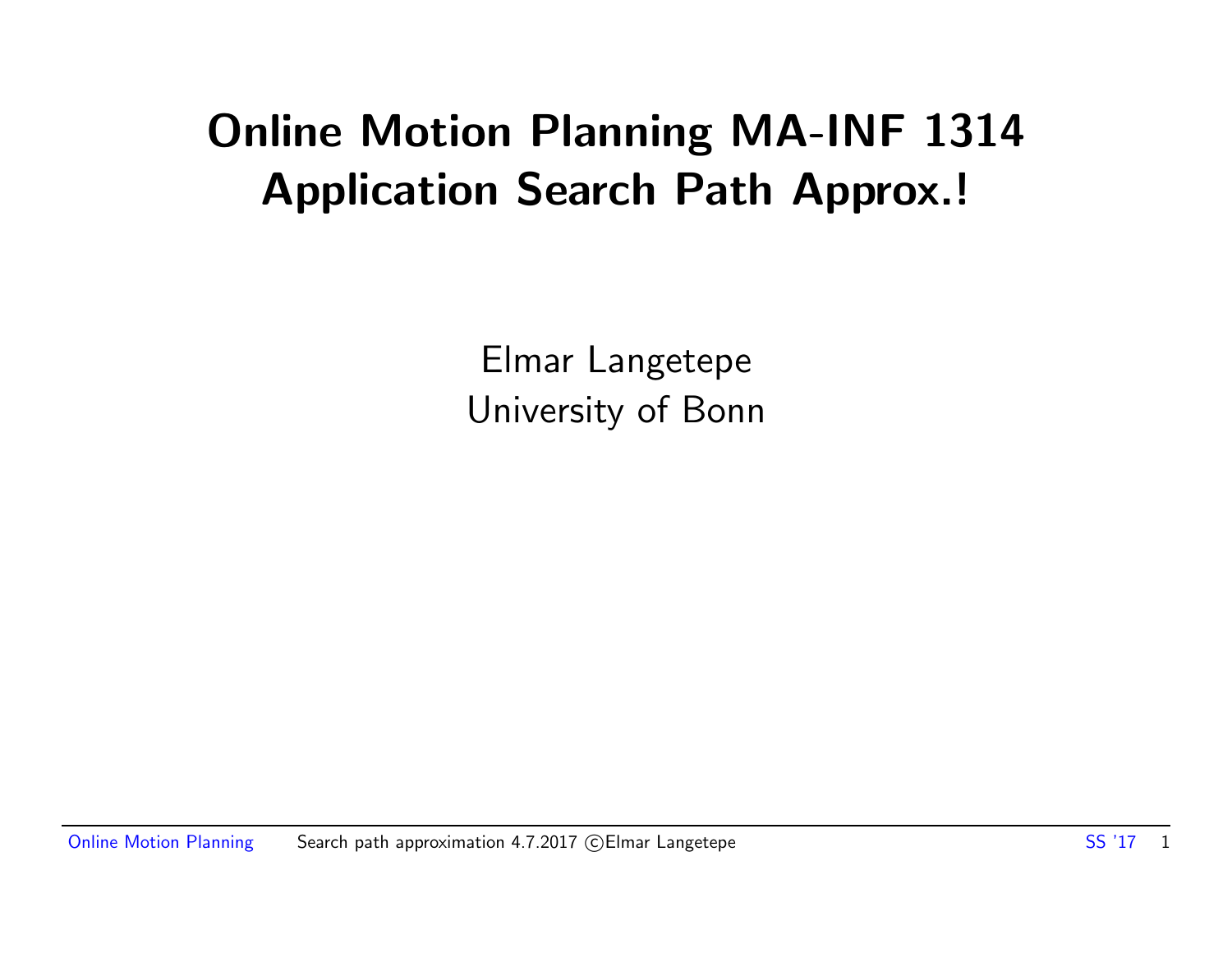# Online Motion Planning MA-INF 1314
# Application Search Path Approx.!

Elmar Langetepe
University of Bonn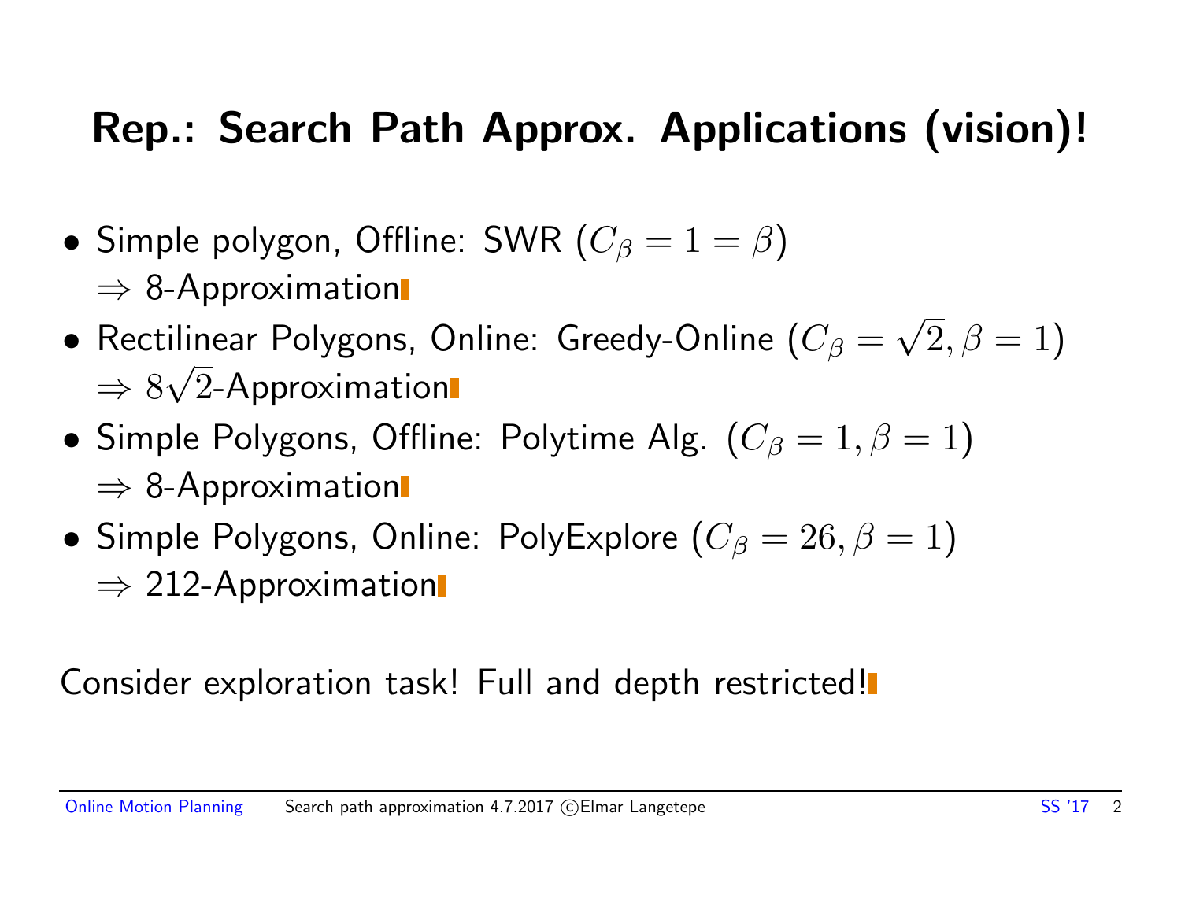# Rep.: Search Path Approx. Applications (vision)!

- Simple polygon, Offline: SWR ($C_\beta = 1 = \beta$)
  $\Rightarrow$ 8-Approximation
- Rectilinear Polygons, Online: Greedy-Online ($C_\beta = \sqrt{2}, \beta = 1$)
  $\Rightarrow$ $8\sqrt{2}$-Approximation
- Simple Polygons, Offline: Polytime Alg. ($C_\beta = 1, \beta = 1$)
  $\Rightarrow$ 8-Approximation
- Simple Polygons, Online: PolyExplore ($C_\beta = 26, \beta = 1$)
  $\Rightarrow$ 212-Approximation

Consider exploration task! Full and depth restricted!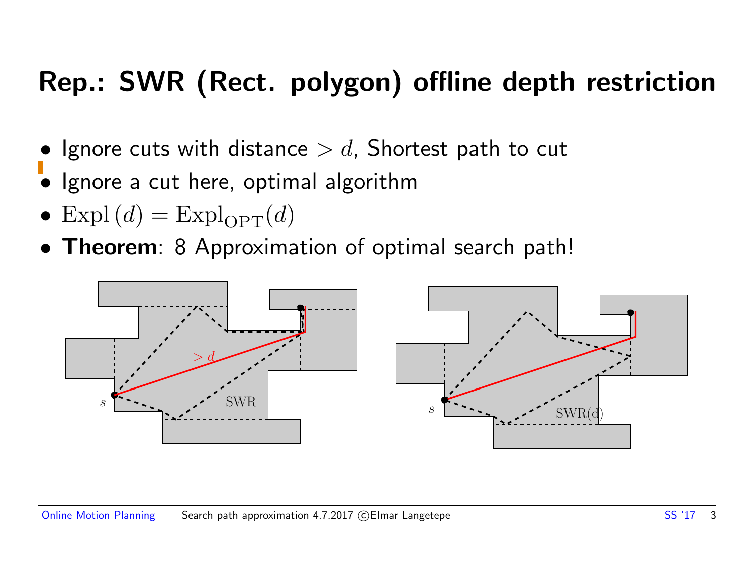# Rep.: SWR (Rect. polygon) offline depth restriction

- Ignore cuts with distance $> d$, Shortest path to cut
- Ignore a cut here, optimal algorithm
- $\text{Expl}\,(d) = \text{Expl}_{\text{OPT}}(d)$
- **Theorem**: 8 Approximation of optimal search path!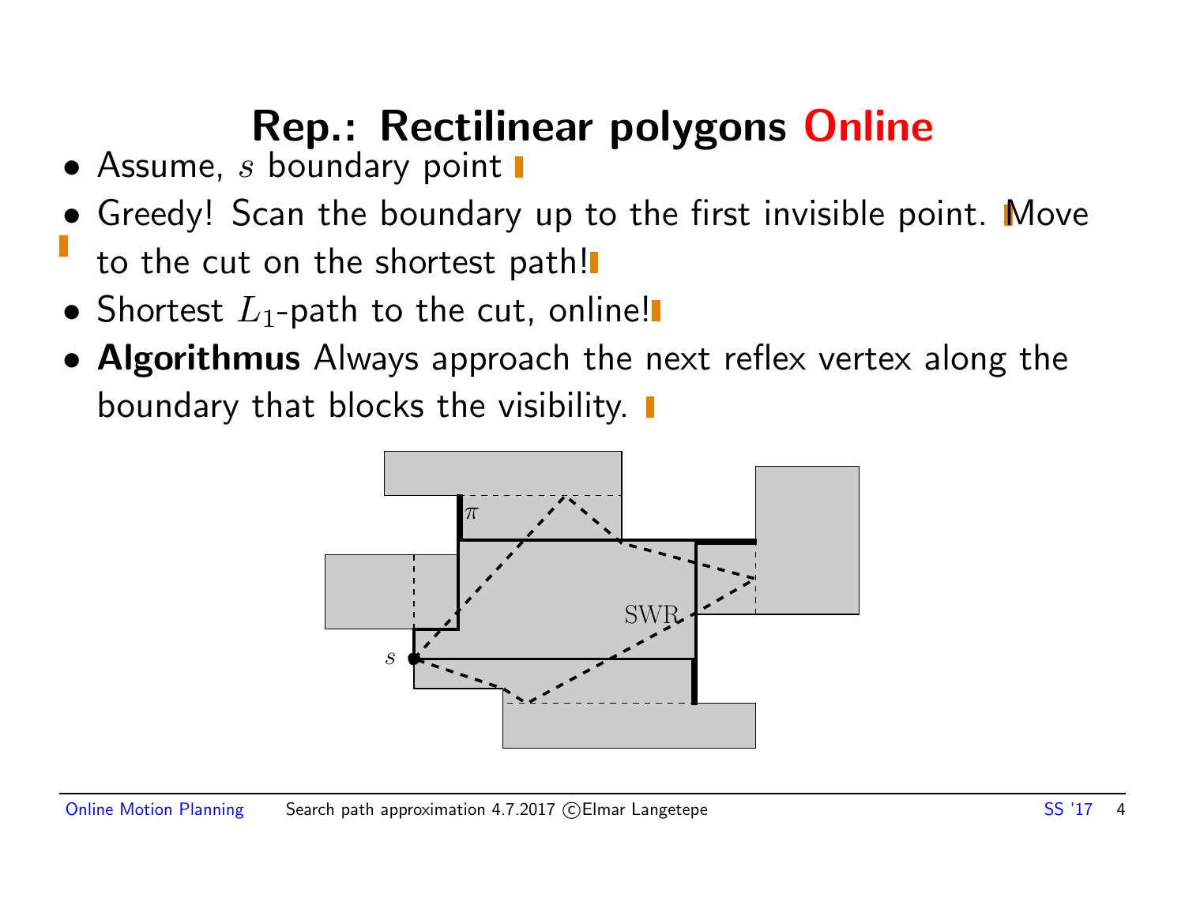# Rep.: Rectilinear polygons Online

- Assume, $s$ boundary point
- Greedy! Scan the boundary up to the first invisible point. Move to the cut on the shortest path!
- Shortest $L_1$-path to the cut, online!
- **Algorithmus** Always approach the next reflex vertex along the boundary that blocks the visibility.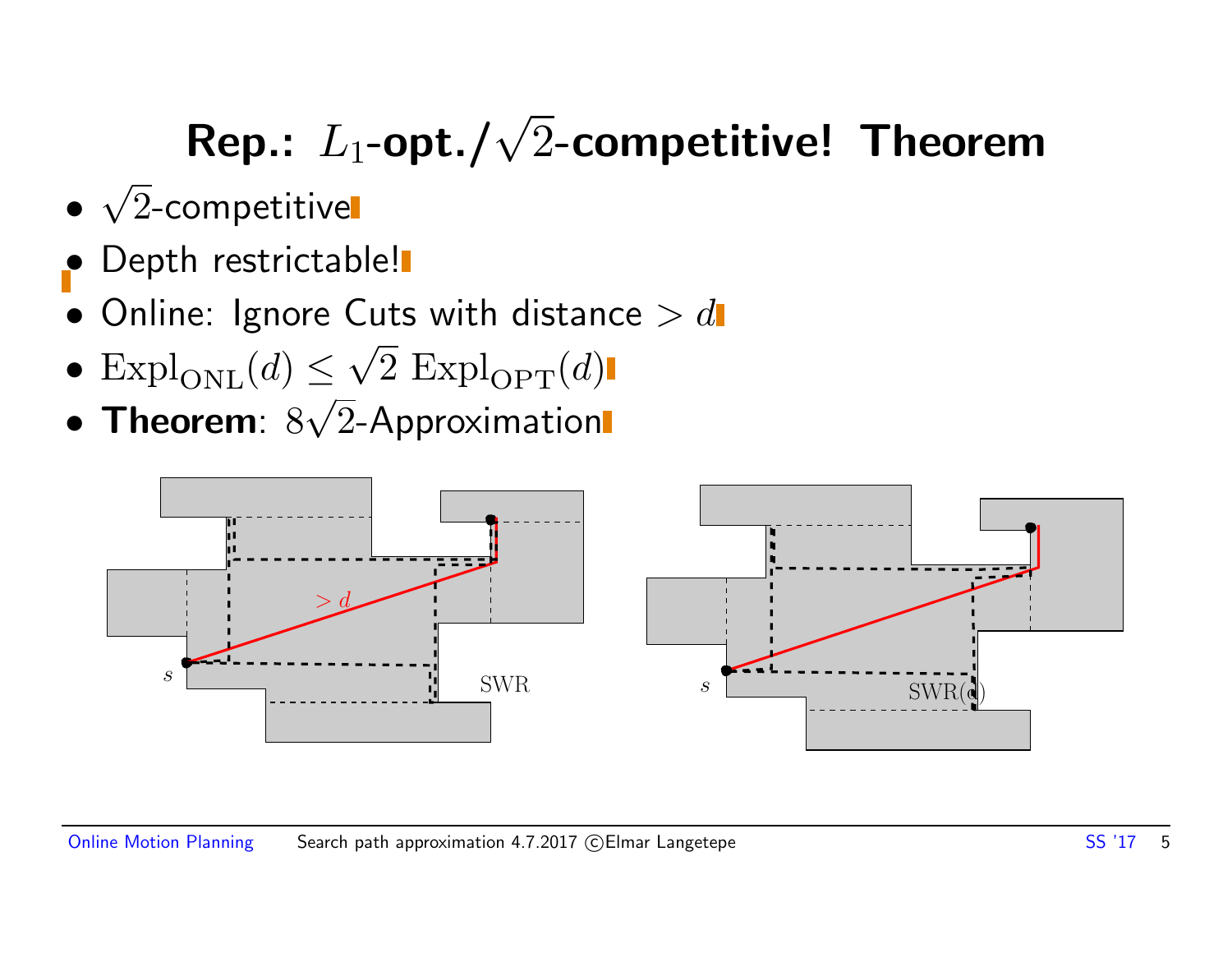# Rep.: $L_1$-opt./$\sqrt{2}$-competitive! Theorem

- $\sqrt{2}$-competitive
- Depth restrictable!
- Online: Ignore Cuts with distance $> d$
- $\mathrm{Expl}_{\mathrm{ONL}}(d) \leq \sqrt{2}\ \mathrm{Expl}_{\mathrm{OPT}}(d)$
- **Theorem**: $8\sqrt{2}$-Approximation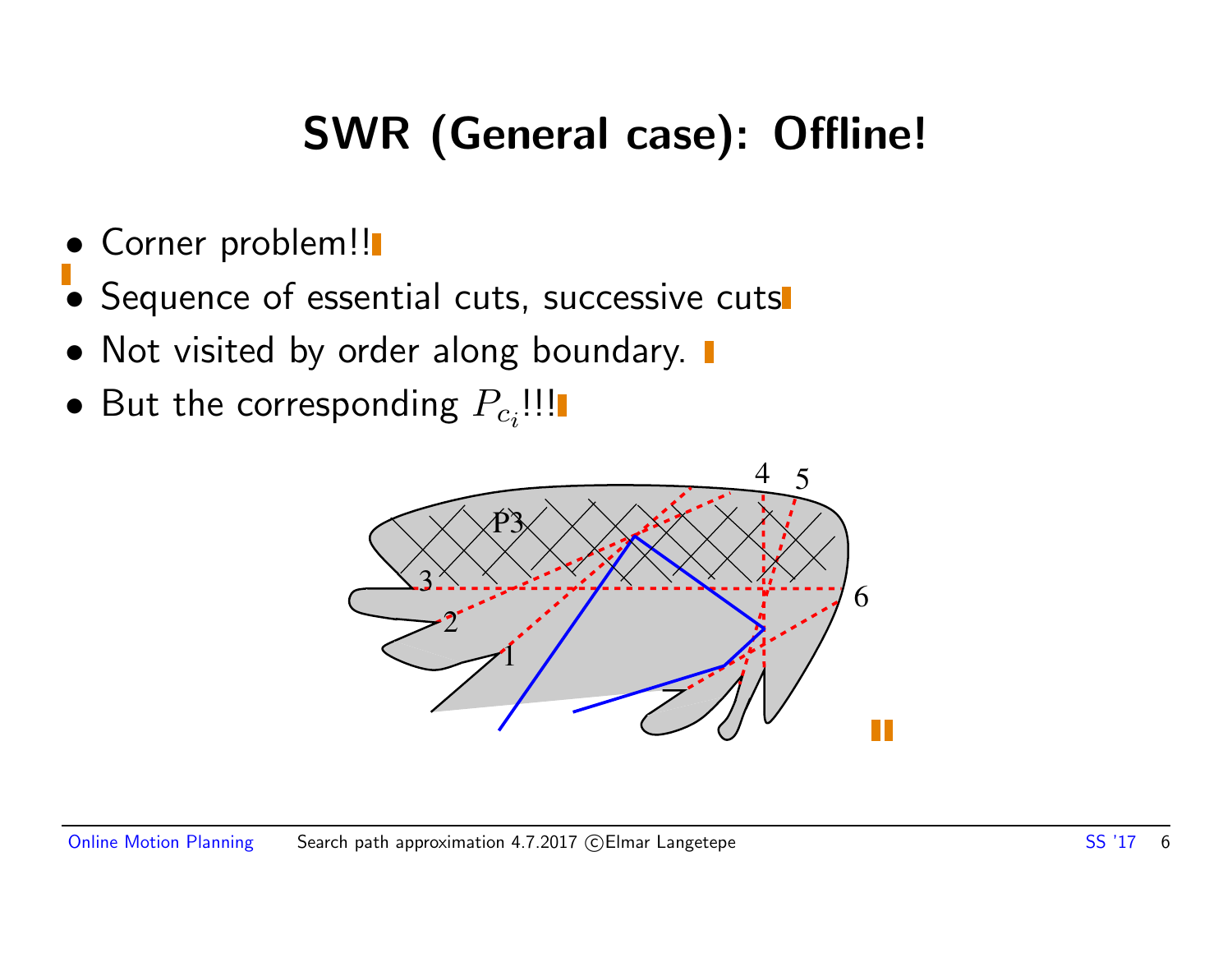# SWR (General case): Offline!

- Corner problem!!
- Sequence of essential cuts, successive cuts
- Not visited by order along boundary.
- But the corresponding $P_{c_i}$!!!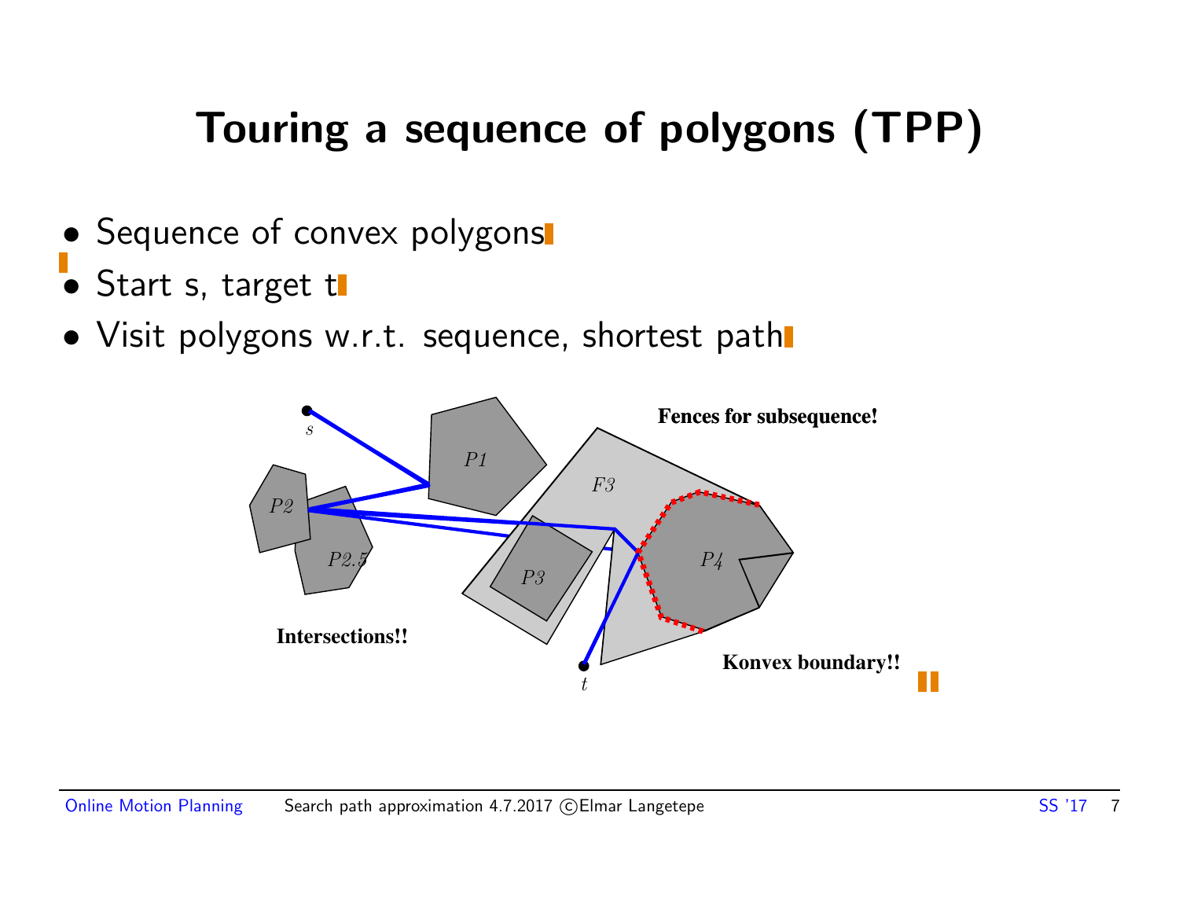# Touring a sequence of polygons (TPP)

- Sequence of convex polygons
- Start s, target t
- Visit polygons w.r.t. sequence, shortest path

Fences for subsequence!

Intersections!!

Konvex boundary!!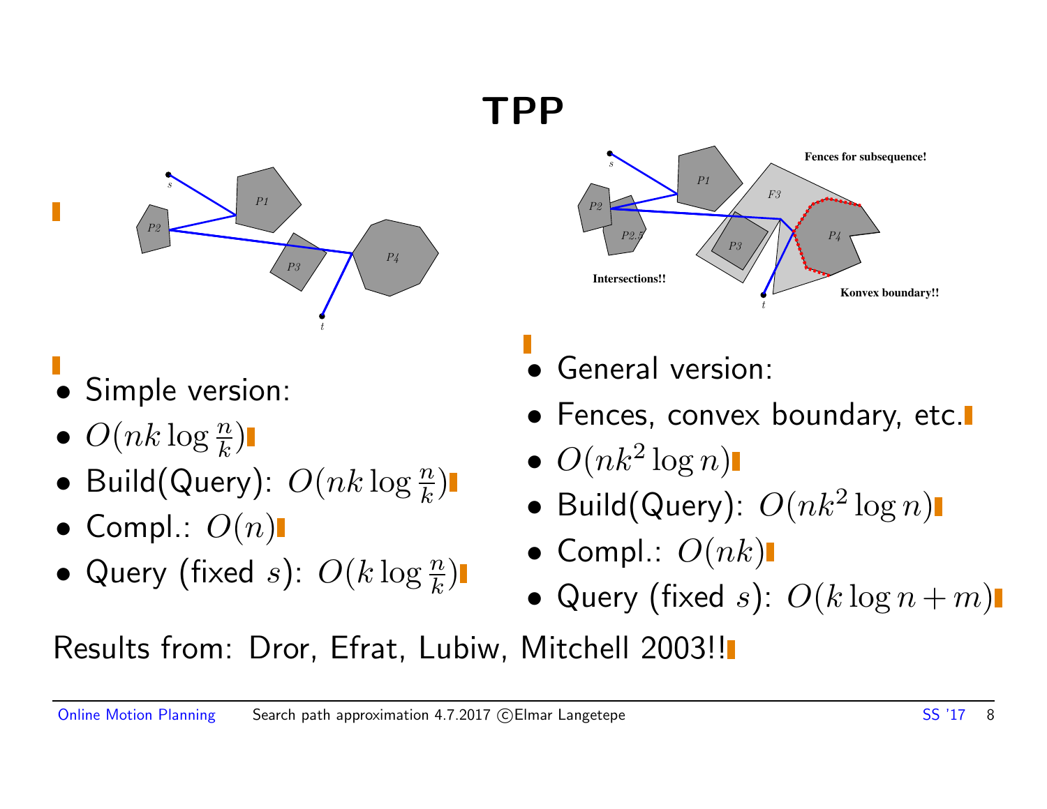# TPP

- Simple version:
- $O(nk \log \frac{n}{k})$
- Build(Query): $O(nk \log \frac{n}{k})$
- Compl.: $O(n)$
- Query (fixed $s$): $O(k \log \frac{n}{k})$

- General version:
- Fences, convex boundary, etc.
- $O(nk^2 \log n)$
- Build(Query): $O(nk^2 \log n)$
- Compl.: $O(nk)$
- Query (fixed $s$): $O(k \log n + m)$

Results from: Dror, Efrat, Lubiw, Mitchell 2003!!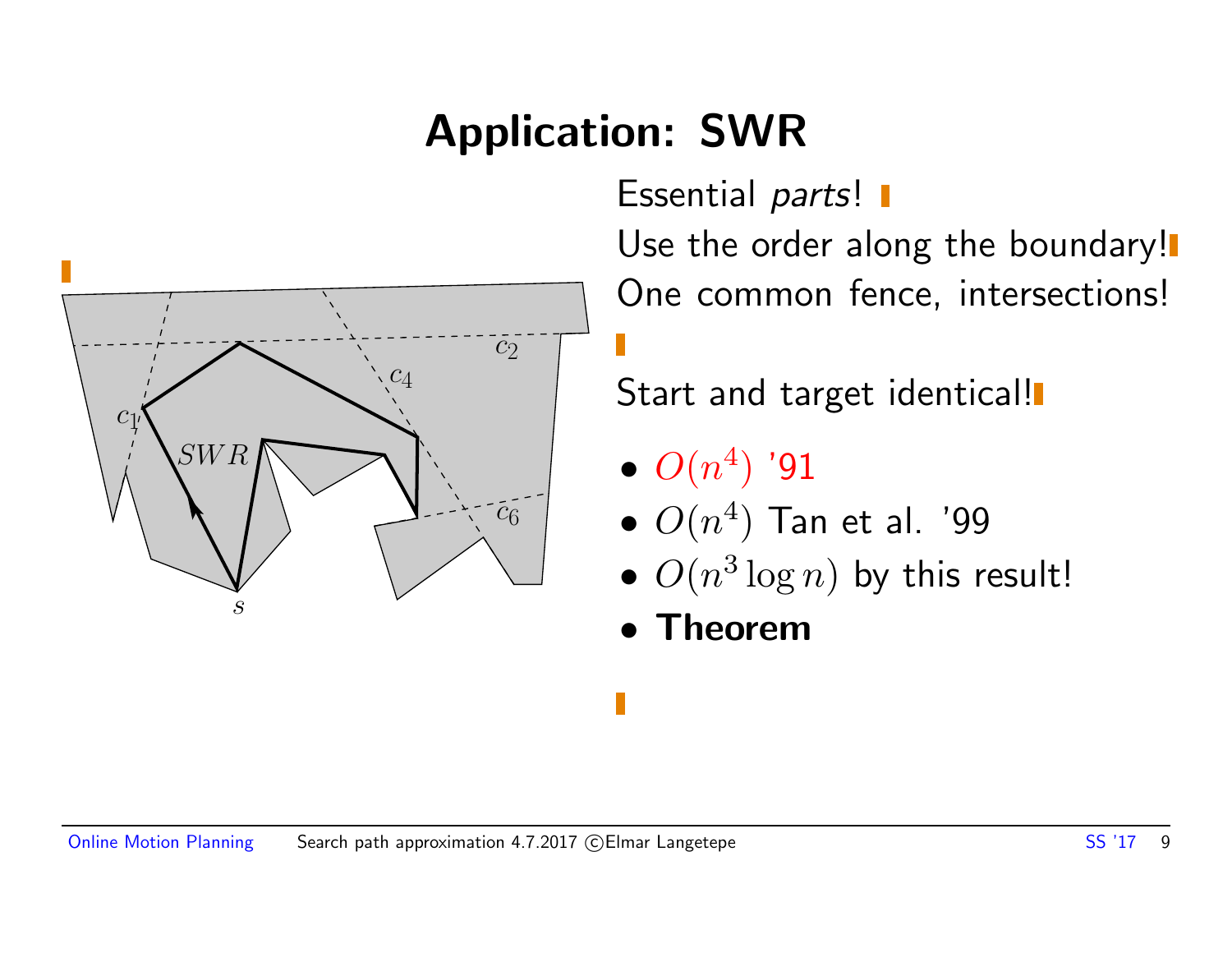# Application: SWR

Essential *parts*!

Use the order along the boundary!

One common fence, intersections!

Start and target identical!

- $O(n^4)$ '91
- $O(n^4)$ Tan et al. '99
- $O(n^3 \log n)$ by this result!
- **Theorem**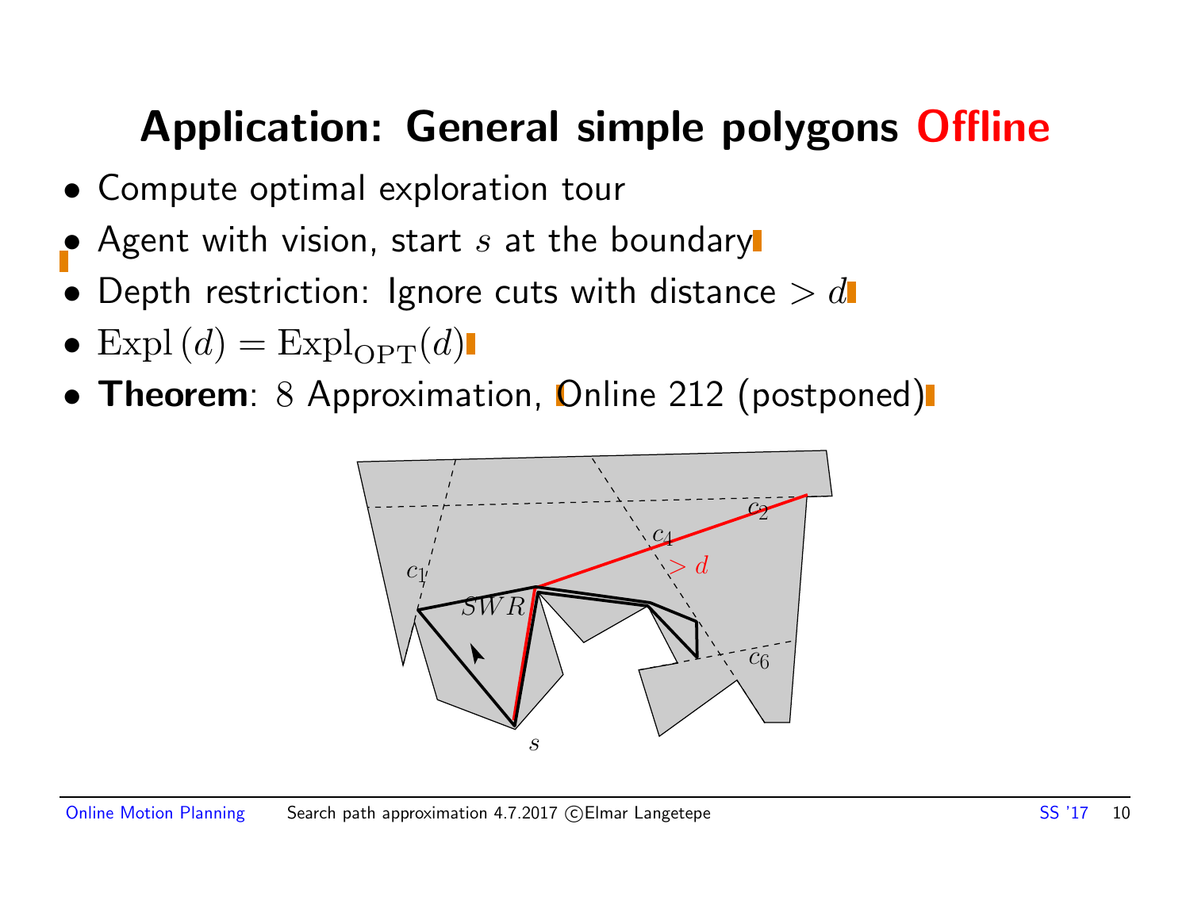# Application: General simple polygons Offline

- Compute optimal exploration tour
- Agent with vision, start $s$ at the boundary
- Depth restriction: Ignore cuts with distance $> d$
- $\text{Expl}(d) = \text{Expl}_{\text{OPT}}(d)$
- **Theorem**: $8$ Approximation, Online 212 (postponed)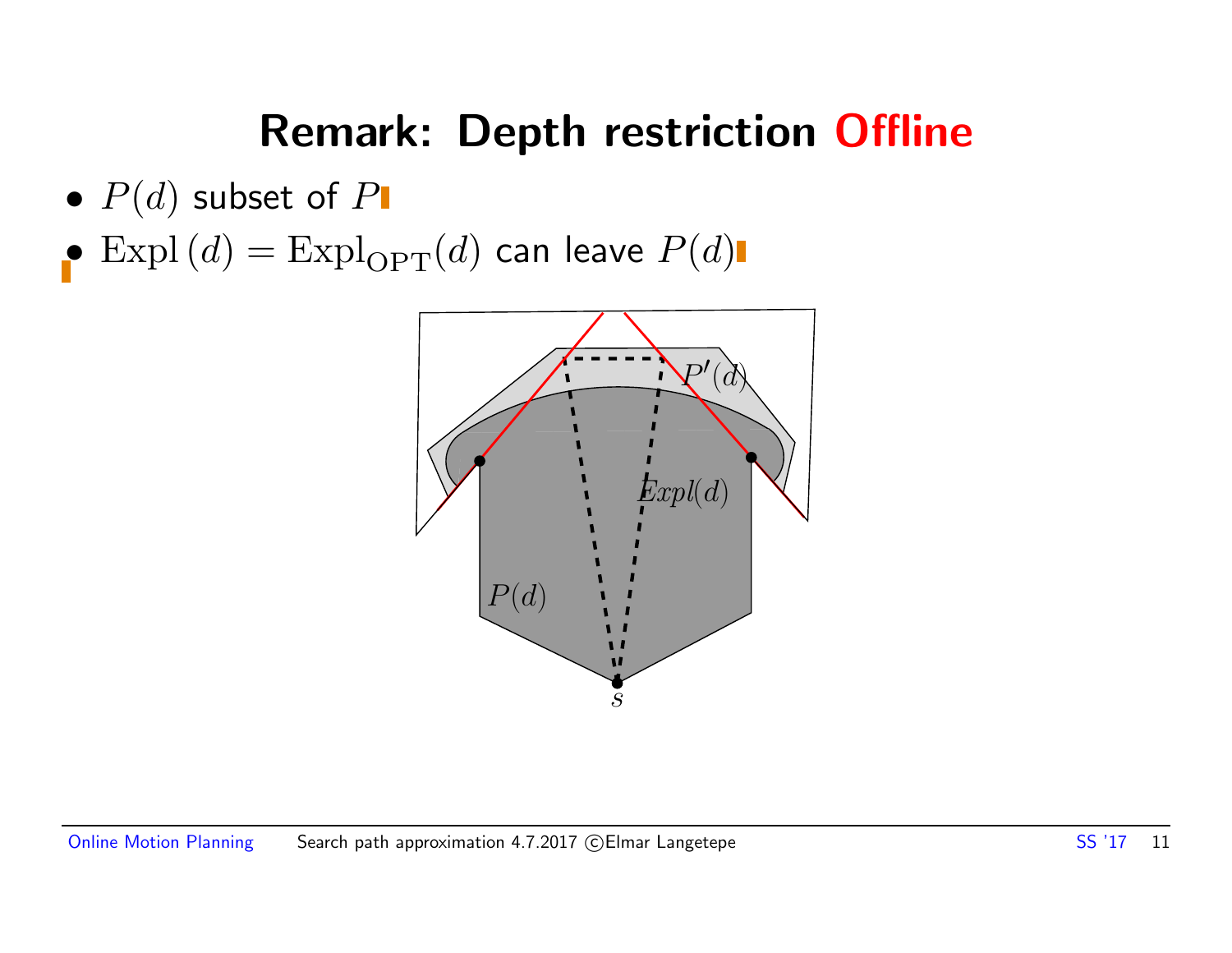# Remark: Depth restriction Offline

- $P(d)$ subset of $P$
- $\mathrm{Expl}\,(d) = \mathrm{Expl}_{\mathrm{OPT}}(d)$ can leave $P(d)$

$P'(d)$

$Expl(d)$

$P(d)$

$s$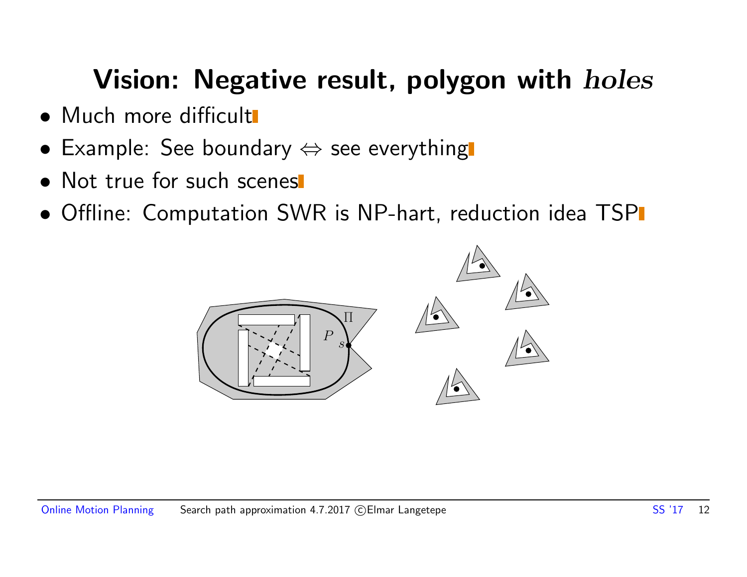# Vision: Negative result, polygon with *holes*

- Much more difficult
- Example: See boundary ⇔ see everything
- Not true for such scenes
- Offline: Computation SWR is NP-hart, reduction idea TSP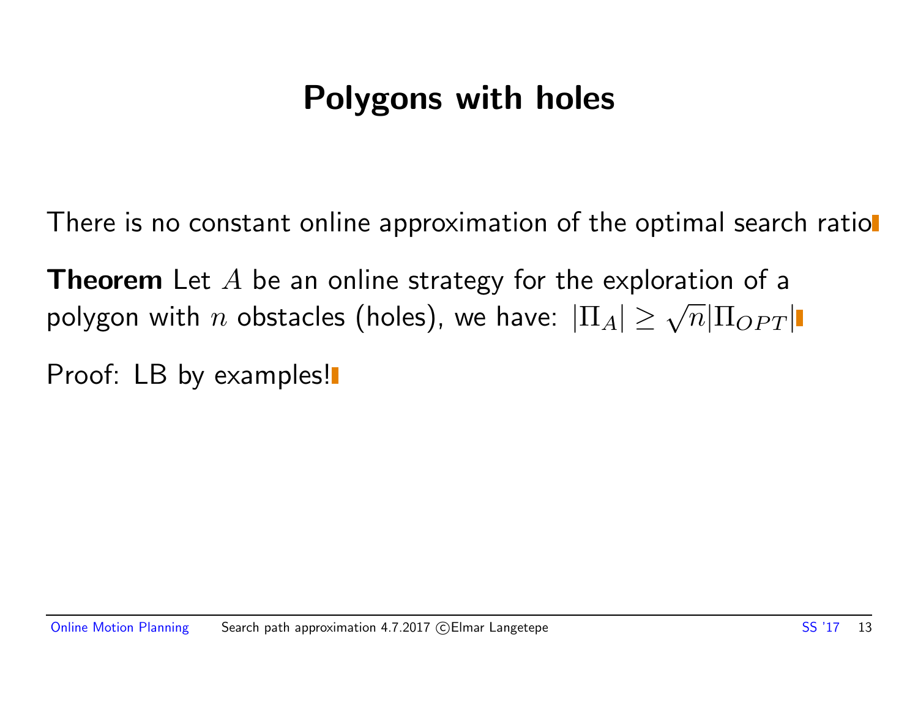# Polygons with holes

There is no constant online approximation of the optimal search ratio

**Theorem** Let $A$ be an online strategy for the exploration of a polygon with $n$ obstacles (holes), we have: $|\Pi_A| \geq \sqrt{n}|\Pi_{OPT}|$

Proof: LB by examples!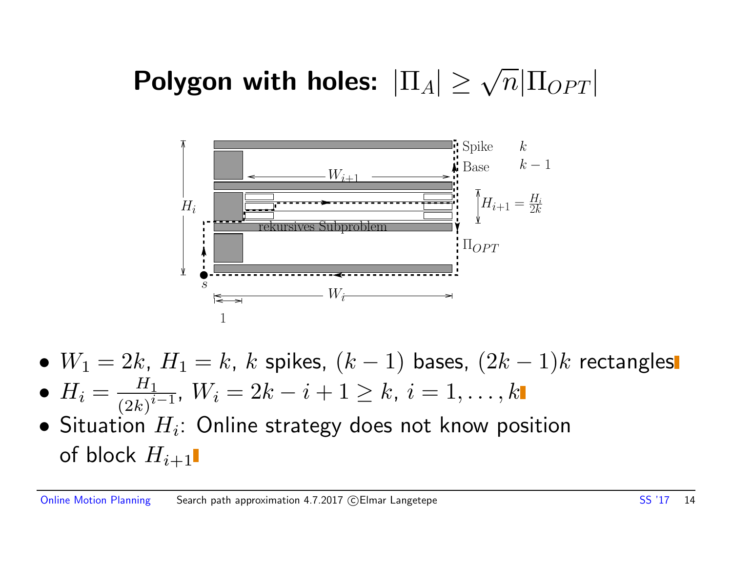# Polygon with holes: $|\Pi_A| \geq \sqrt{n}|\Pi_{OPT}|$

- $W_1 = 2k$, $H_1 = k$, $k$ spikes, $(k-1)$ bases, $(2k-1)k$ rectangles
- $H_i = \frac{H_1}{(2k)^{i-1}}$, $W_i = 2k - i + 1 \geq k$, $i = 1, \ldots, k$
- Situation $H_i$: Online strategy does not know position of block $H_{i+1}$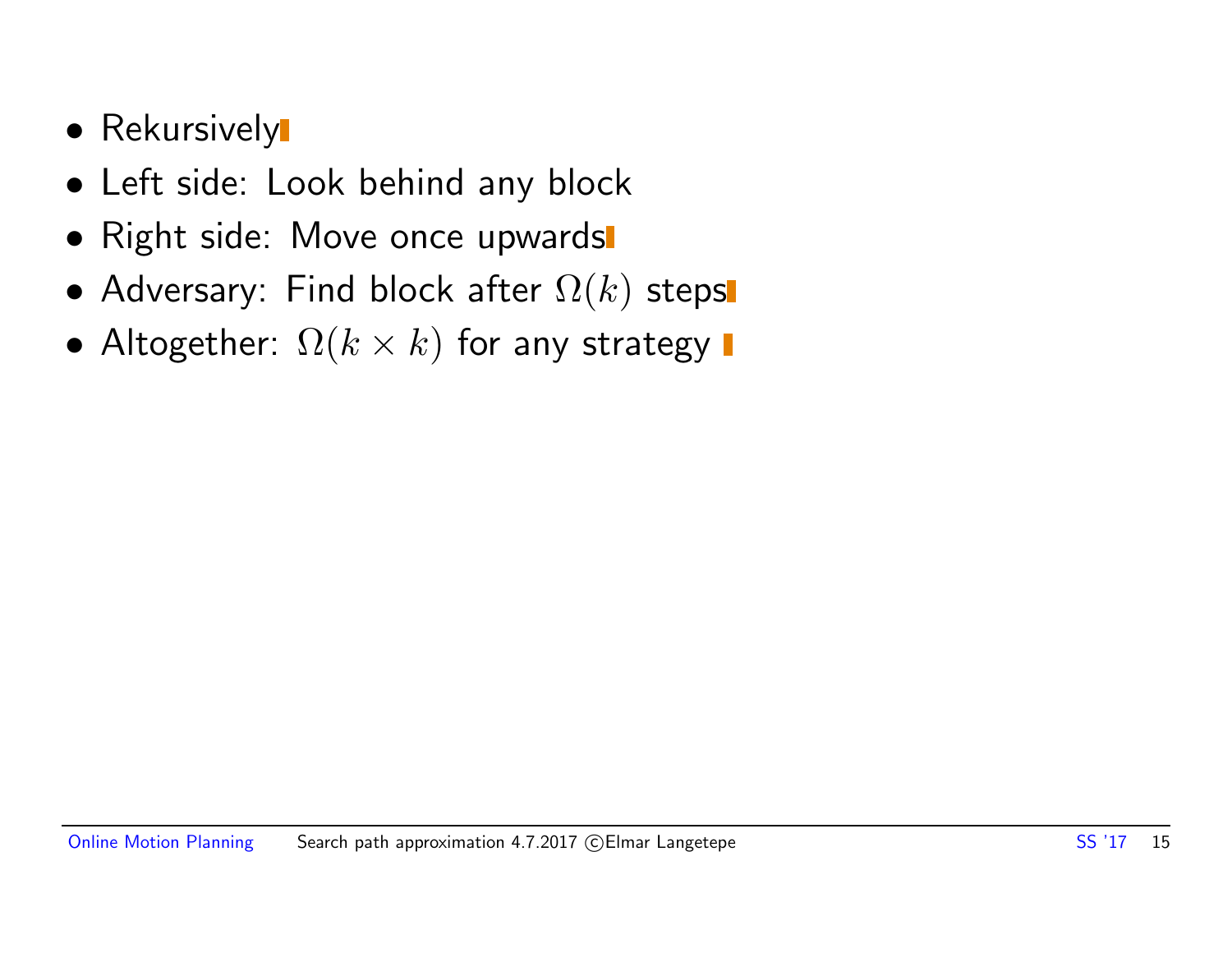- Rekursively
- Left side: Look behind any block
- Right side: Move once upwards
- Adversary: Find block after $\Omega(k)$ steps
- Altogether: $\Omega(k \times k)$ for any strategy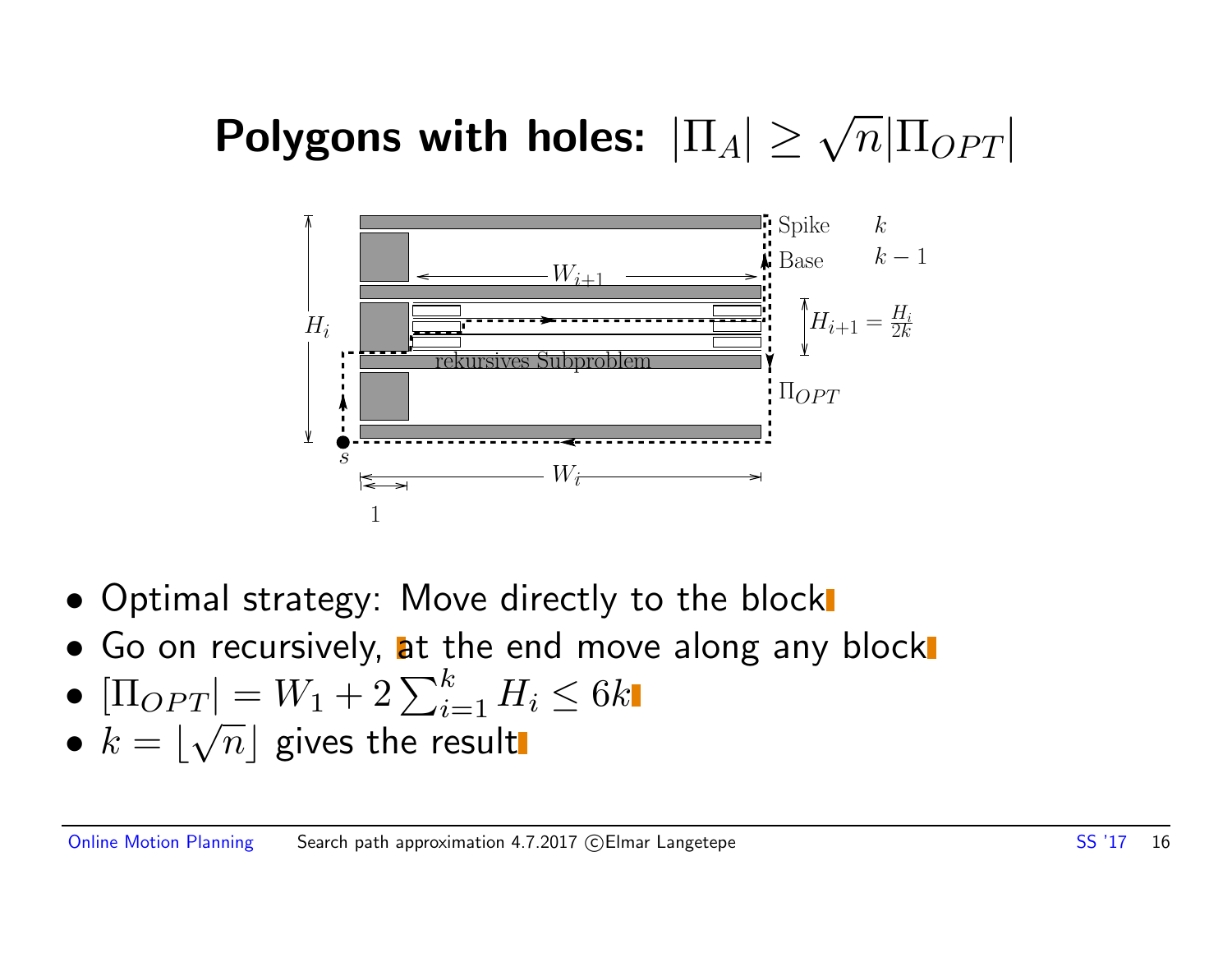# Polygons with holes: $|\Pi_A| \geq \sqrt{n}|\Pi_{OPT}|$

- Optimal strategy: Move directly to the block
- Go on recursively, at the end move along any block
- $[\Pi_{OPT}| = W_1 + 2\sum_{i=1}^{k} H_i \leq 6k$
- $k = \lfloor\sqrt{n}\rfloor$ gives the result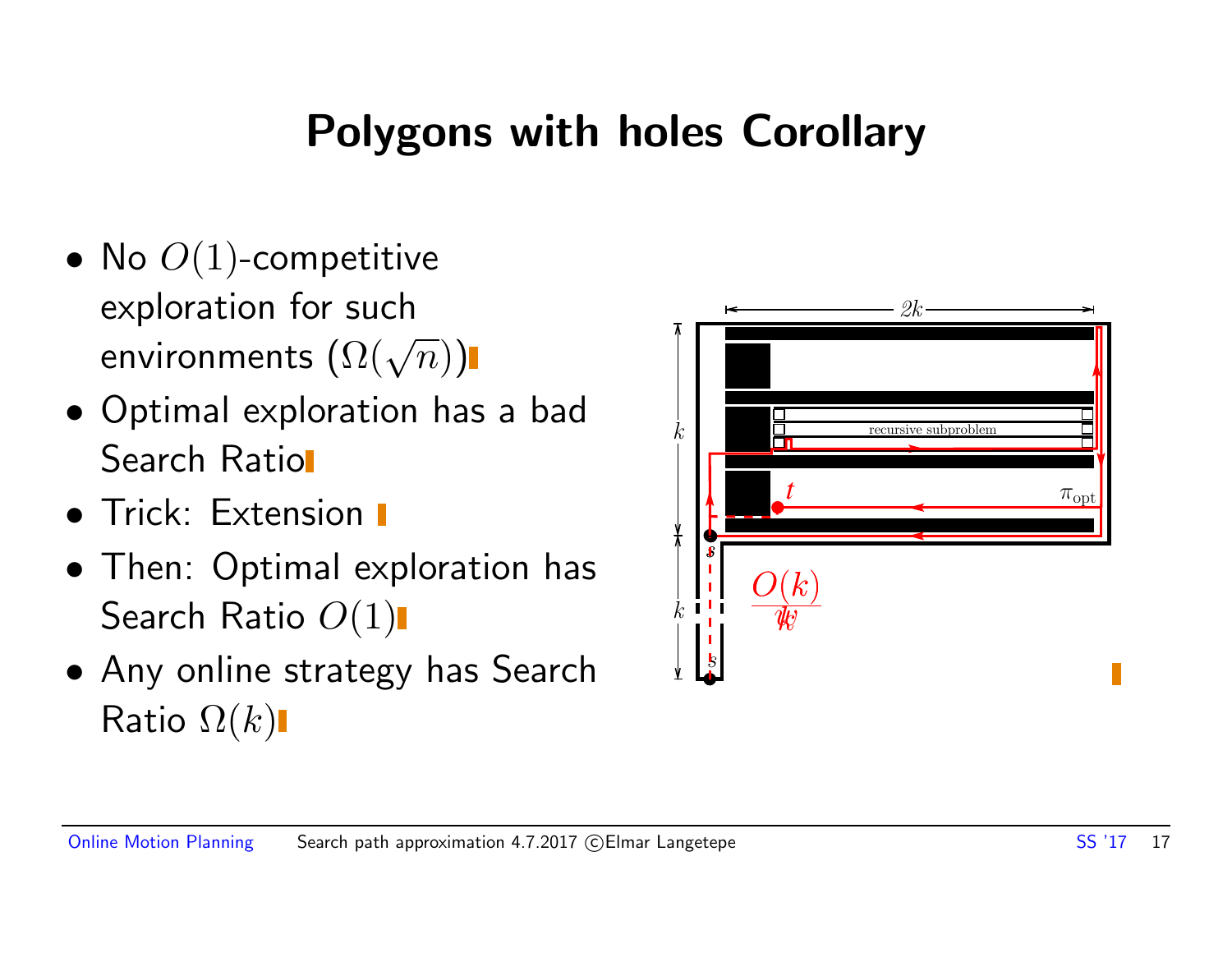# Polygons with holes Corollary

- No $O(1)$-competitive exploration for such environments ($\Omega(\sqrt{n})$)
- Optimal exploration has a bad Search Ratio
- Trick: Extension
- Then: Optimal exploration has Search Ratio $O(1)$
- Any online strategy has Search Ratio $\Omega(k)$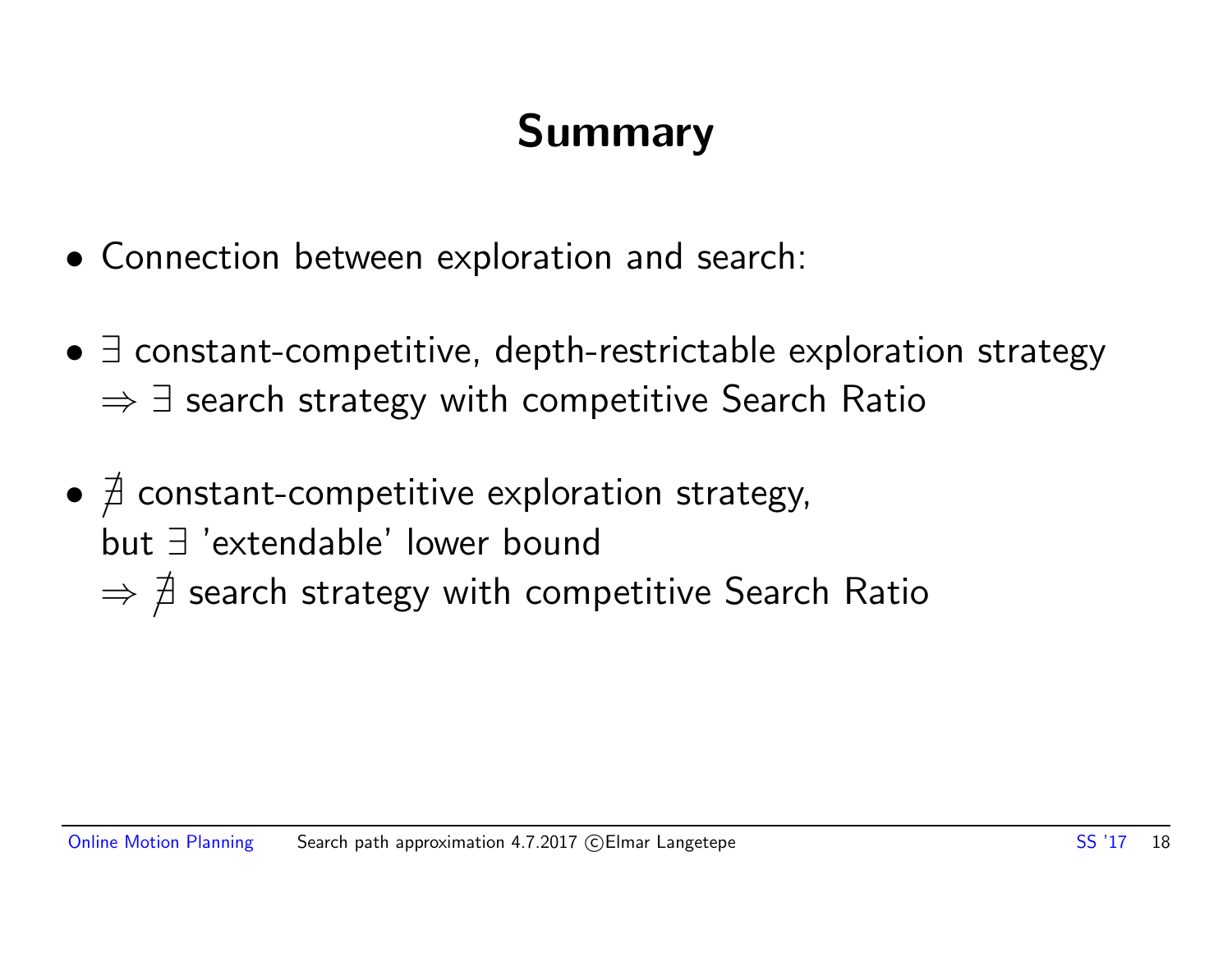# Summary

- Connection between exploration and search:
- $\exists$ constant-competitive, depth-restrictable exploration strategy
  $\Rightarrow \exists$ search strategy with competitive Search Ratio
- $\nexists$ constant-competitive exploration strategy,
  but $\exists$ 'extendable' lower bound
  $\Rightarrow \nexists$ search strategy with competitive Search Ratio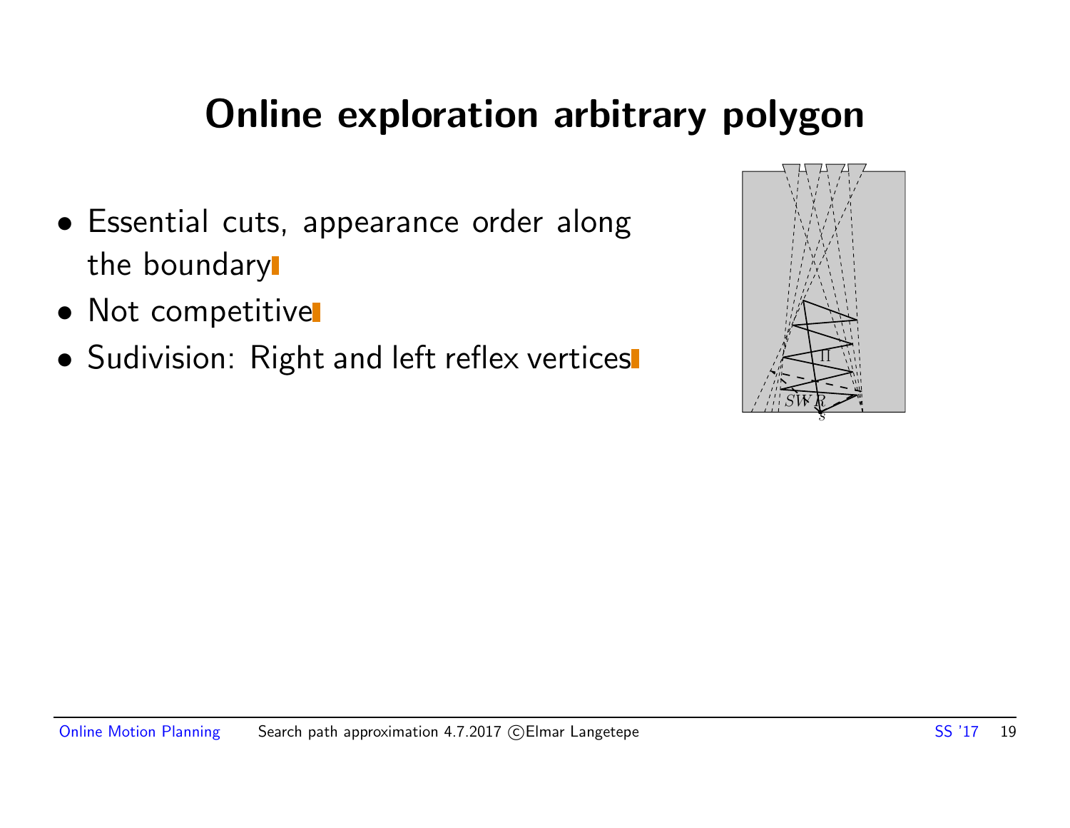# Online exploration arbitrary polygon

- Essential cuts, appearance order along the boundary
- Not competitive
- Sudivision: Right and left reflex vertices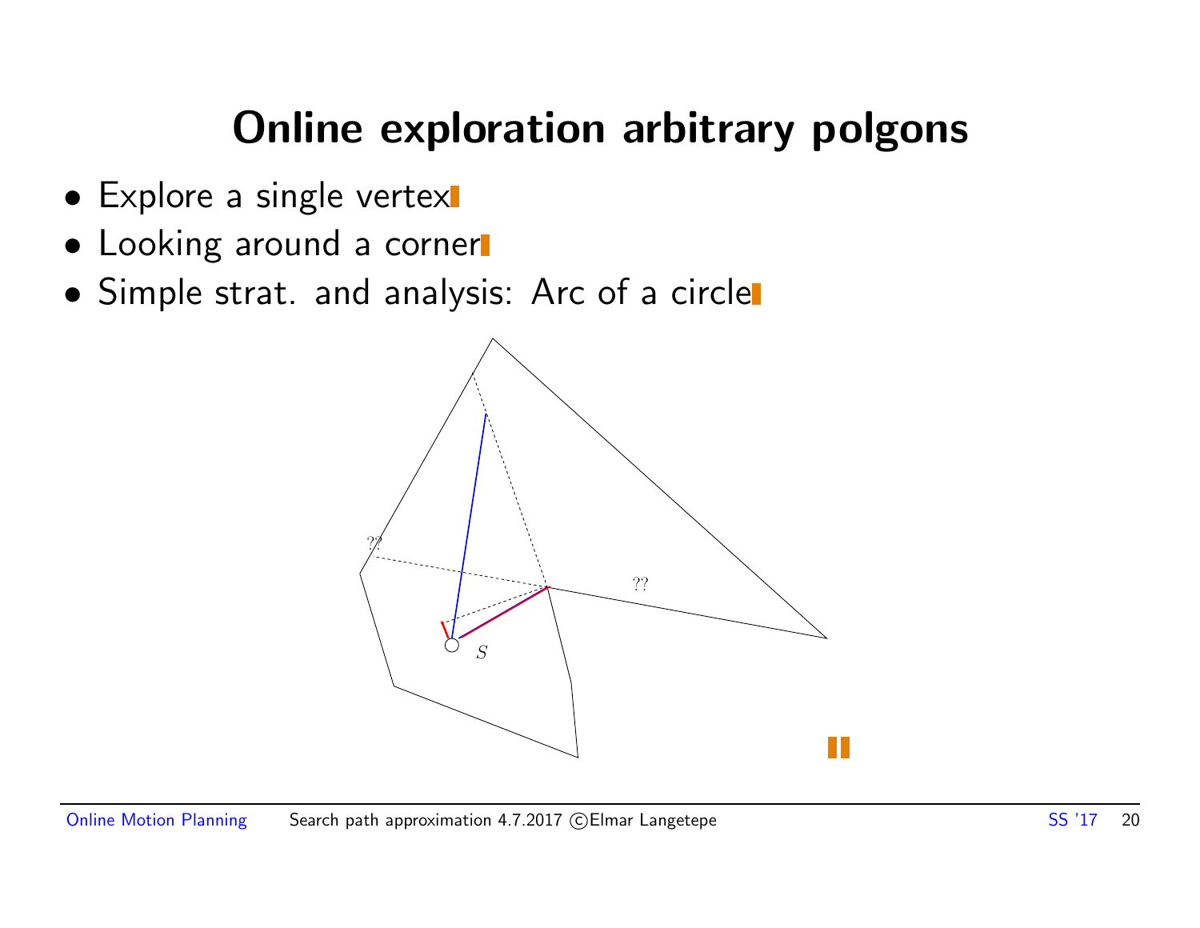# Online exploration arbitrary polgons

- Explore a single vertex
- Looking around a corner
- Simple strat. and analysis: Arc of a circle

??

??

$S$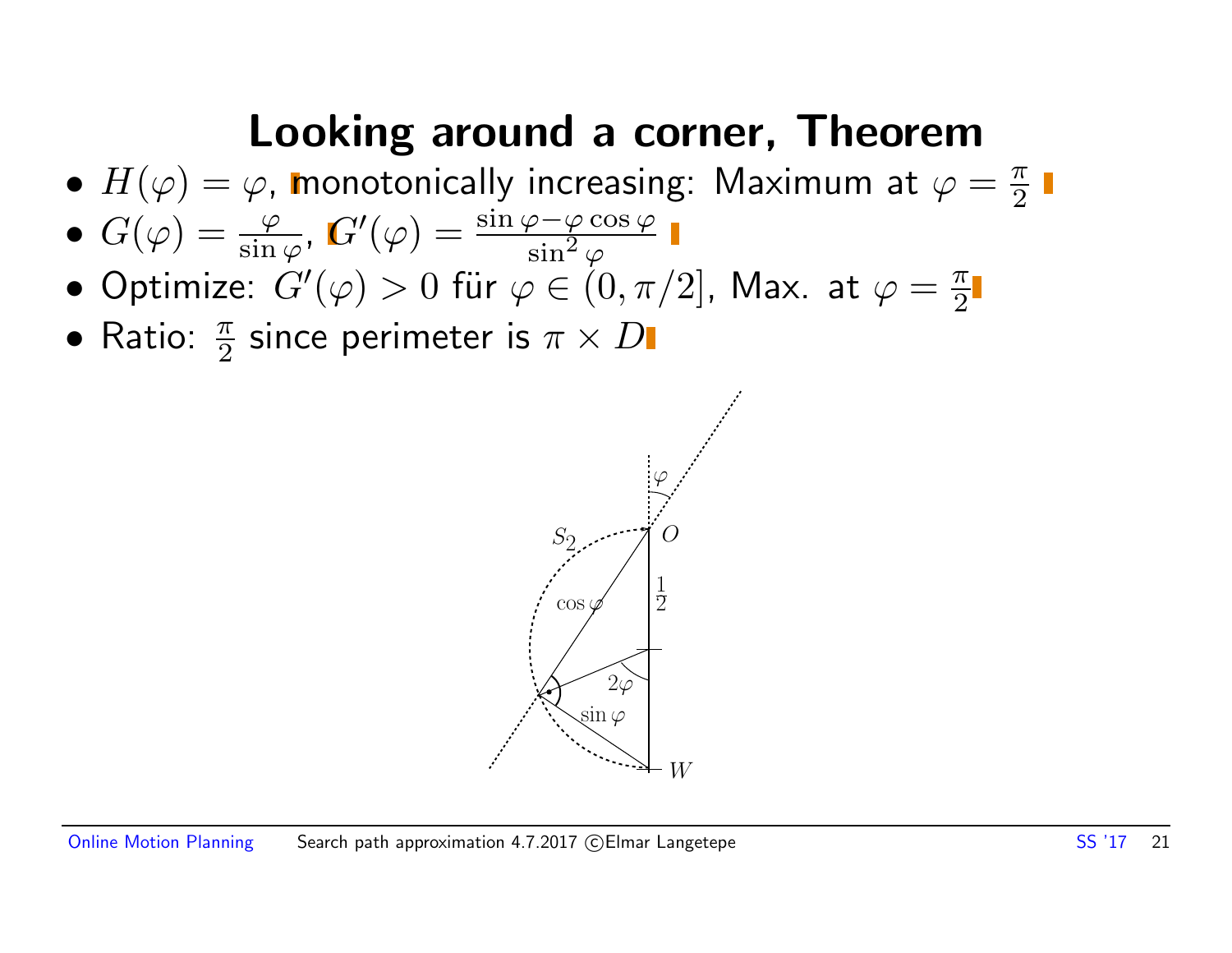# Looking around a corner, Theorem

- $H(\varphi) = \varphi$, monotonically increasing: Maximum at $\varphi = \frac{\pi}{2}$
- $G(\varphi) = \frac{\varphi}{\sin \varphi}$, $G'(\varphi) = \frac{\sin \varphi - \varphi \cos \varphi}{\sin^2 \varphi}$
- Optimize: $G'(\varphi) > 0$ für $\varphi \in (0, \pi/2]$, Max. at $\varphi = \frac{\pi}{2}$
- Ratio: $\frac{\pi}{2}$ since perimeter is $\pi \times D$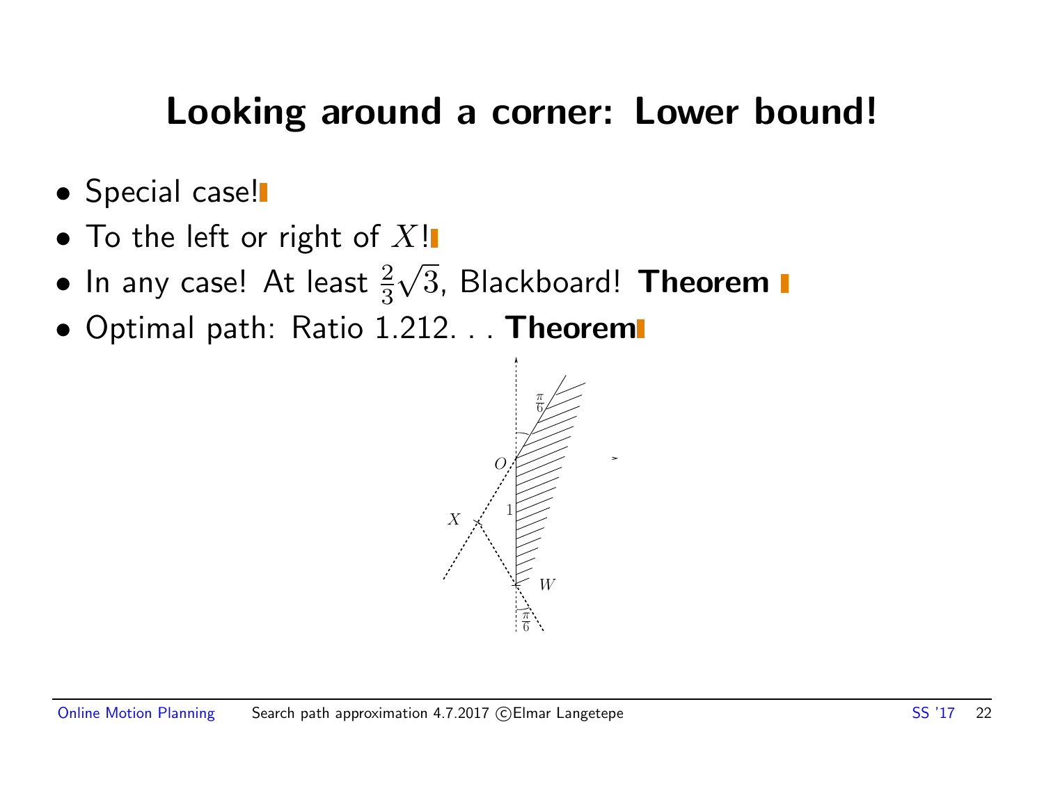# Looking around a corner: Lower bound!

- Special case!
- To the left or right of $X$!
- In any case! At least $\frac{2}{3}\sqrt{3}$, Blackboard! **Theorem**
- Optimal path: Ratio 1.212. . . **Theorem**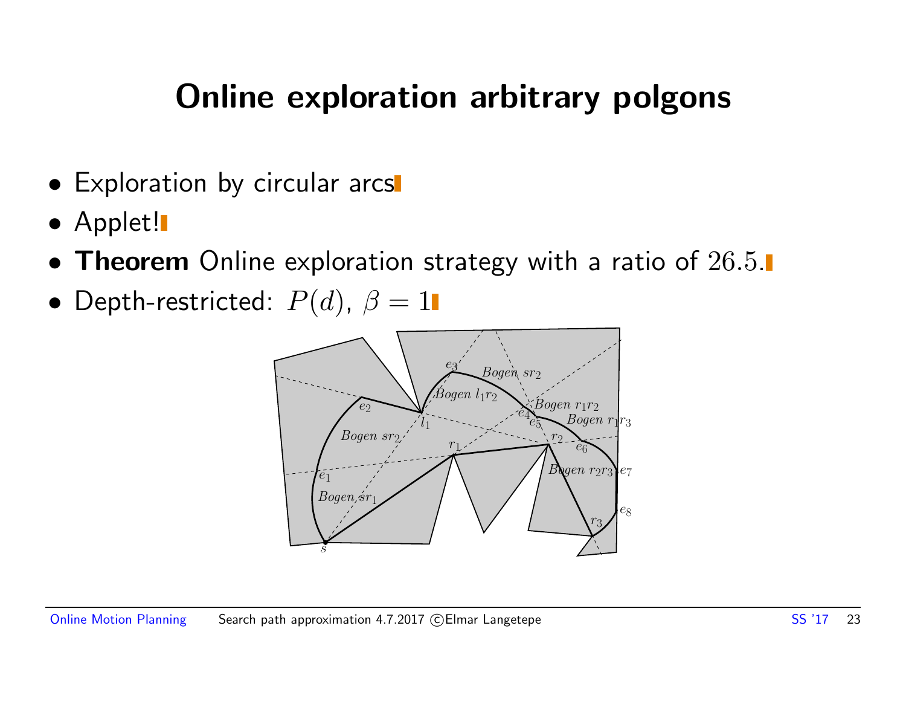# Online exploration arbitrary polgons

- Exploration by circular arcs
- Applet!
- **Theorem** Online exploration strategy with a ratio of $26.5$.
- Depth-restricted: $P(d)$, $\beta = 1$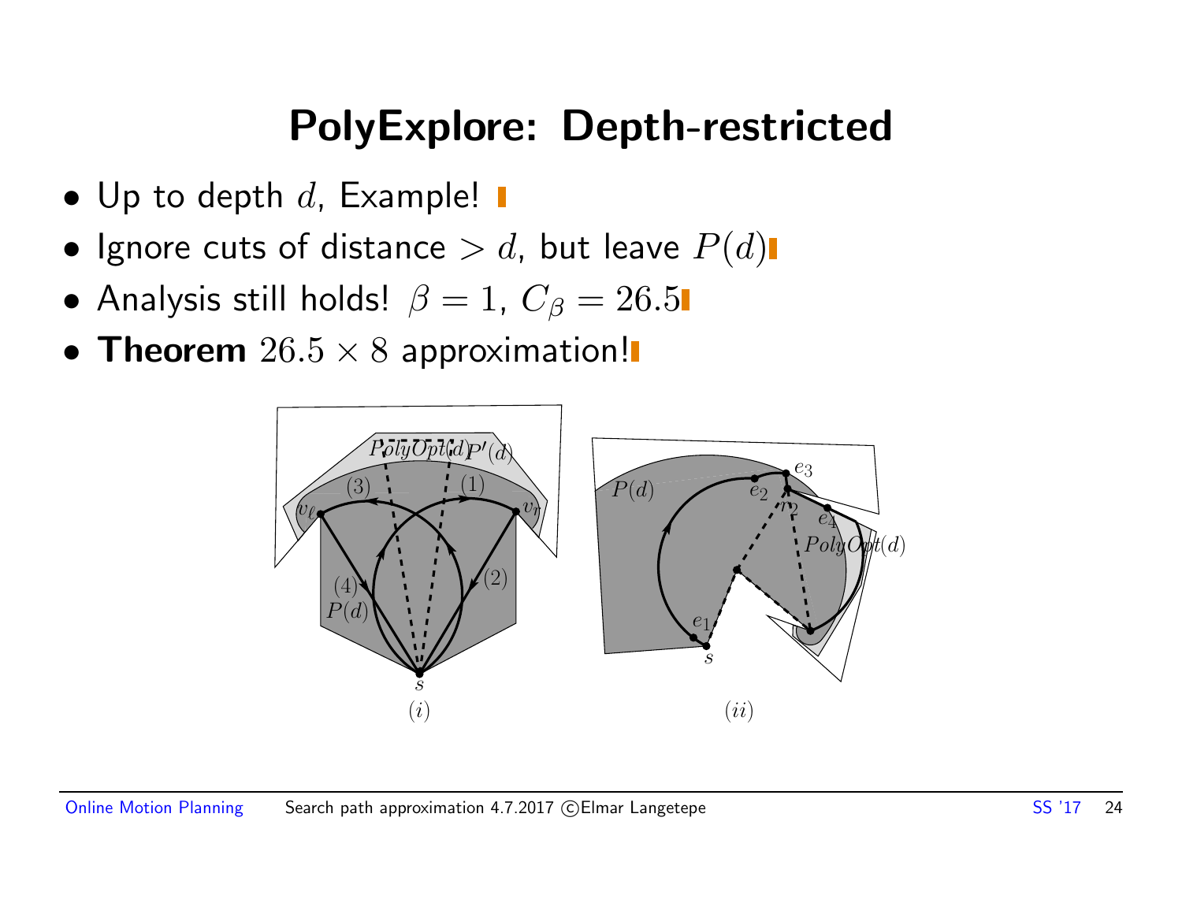# PolyExplore: Depth-restricted

- Up to depth $d$, Example!
- Ignore cuts of distance $> d$, but leave $P(d)$
- Analysis still holds! $\beta = 1$, $C_\beta = 26.5$
- **Theorem** $26.5 \times 8$ approximation!

$PolyOpt(d)$ $P'(d)$
(3) (1)
$v_\ell$ $v_r$
(4) (2)
$P(d)$
$s$
$(i)$

$P(d)$ $e_3$
$e_2$ $r_2$
$e_4$
$PolyOpt(d)$
$e_1$
$s$
$(ii)$